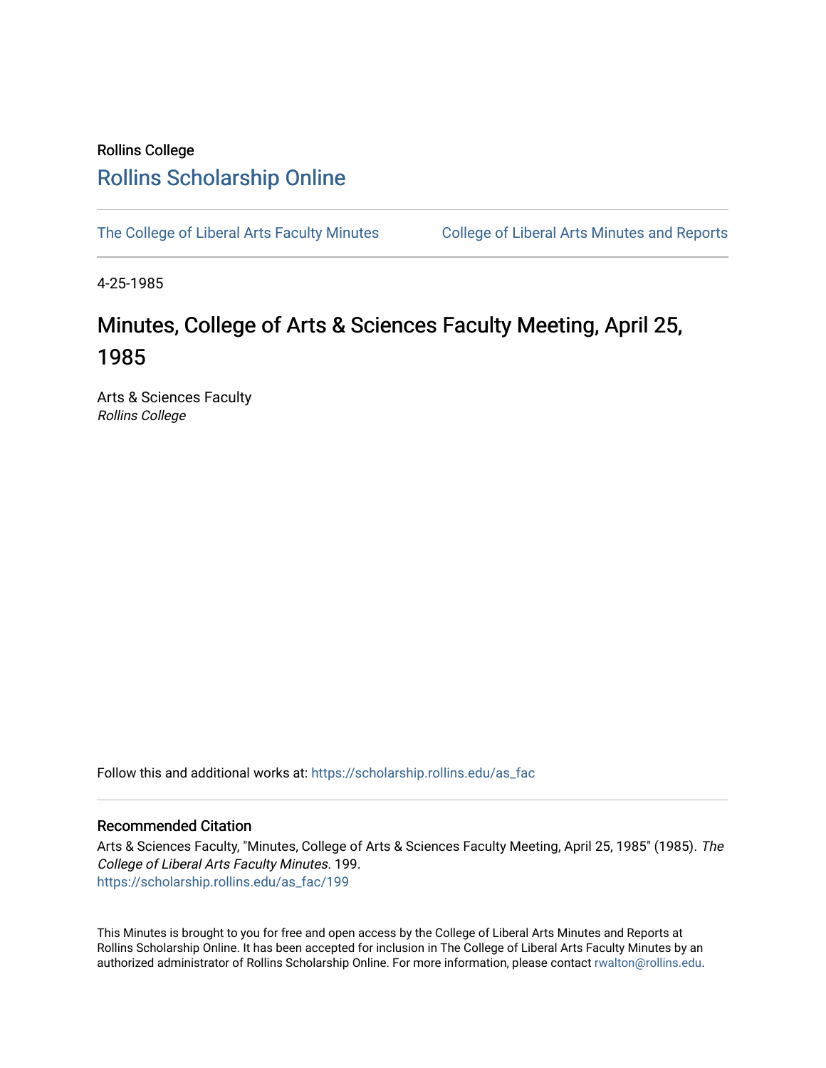Rollins College

# Rollins Scholarship Online

The College of Liberal Arts Faculty Minutes | College of Liberal Arts Minutes and Reports

4-25-1985

# Minutes, College of Arts & Sciences Faculty Meeting, April 25, 1985

Arts & Sciences Faculty
*Rollins College*

Follow this and additional works at: https://scholarship.rollins.edu/as_fac

## Recommended Citation

Arts & Sciences Faculty, "Minutes, College of Arts & Sciences Faculty Meeting, April 25, 1985" (1985). *The College of Liberal Arts Faculty Minutes*. 199.
https://scholarship.rollins.edu/as_fac/199

This Minutes is brought to you for free and open access by the College of Liberal Arts Minutes and Reports at Rollins Scholarship Online. It has been accepted for inclusion in The College of Liberal Arts Faculty Minutes by an authorized administrator of Rollins Scholarship Online. For more information, please contact rwalton@rollins.edu.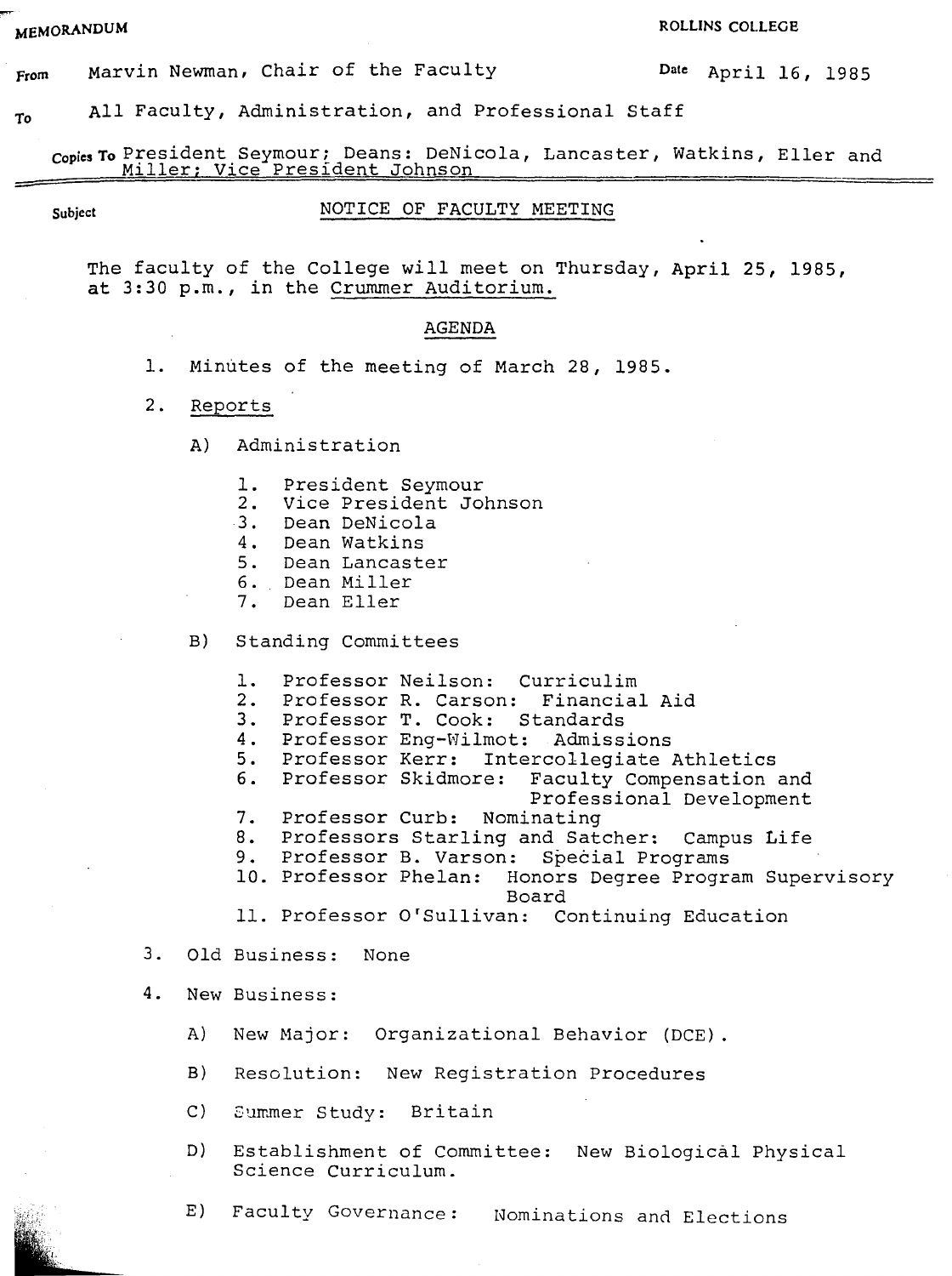MEMORANDUM

ROLLINS COLLEGE

**From** Marvin Newman, Chair of the Faculty

**Date** April 16, 1985

**To** All Faculty, Administration, and Professional Staff

**Copies To** President Seymour; Deans: DeNicola, Lancaster, Watkins, Eller and Miller; Vice President Johnson

**Subject** NOTICE OF FACULTY MEETING

The faculty of the College will meet on Thursday, April 25, 1985, at 3:30 p.m., in the Crummer Auditorium.

## AGENDA

1. Minutes of the meeting of March 28, 1985.
2. Reports
   - A) Administration
     1. President Seymour
     2. Vice President Johnson
     3. Dean DeNicola
     4. Dean Watkins
     5. Dean Lancaster
     6. Dean Miller
     7. Dean Eller
   - B) Standing Committees
     1. Professor Neilson: Curriculim
     2. Professor R. Carson: Financial Aid
     3. Professor T. Cook: Standards
     4. Professor Eng-Wilmot: Admissions
     5. Professor Kerr: Intercollegiate Athletics
     6. Professor Skidmore: Faculty Compensation and Professional Development
     7. Professor Curb: Nominating
     8. Professors Starling and Satcher: Campus Life
     9. Professor B. Varson: Special Programs
     10. Professor Phelan: Honors Degree Program Supervisory Board
     11. Professor O'Sullivan: Continuing Education
3. Old Business: None
4. New Business:
   - A) New Major: Organizational Behavior (DCE).
   - B) Resolution: New Registration Procedures
   - C) Summer Study: Britain
   - D) Establishment of Committee: New Biological Physical Science Curriculum.
   - E) Faculty Governance: Nominations and Elections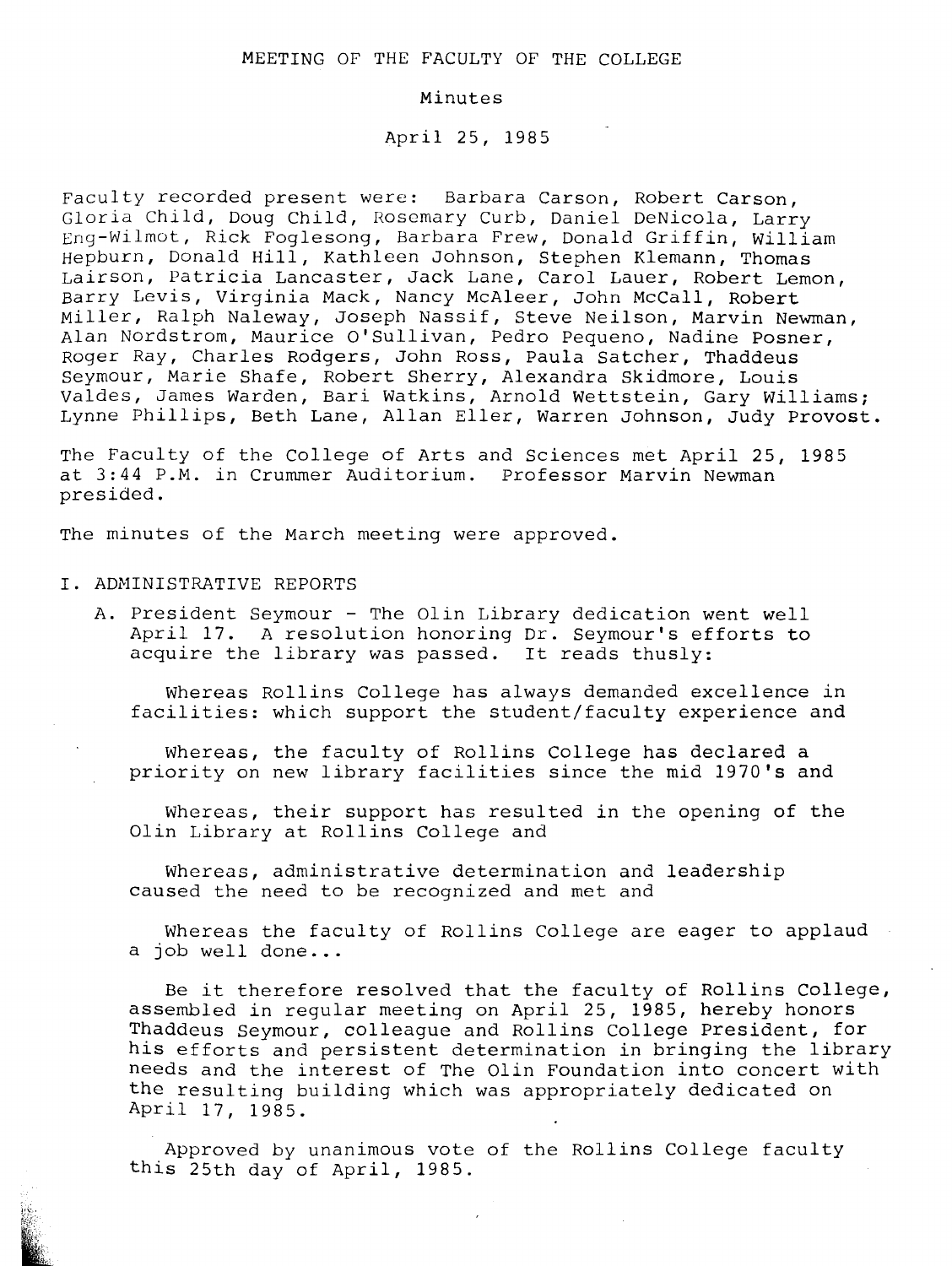MEETING OF THE FACULTY OF THE COLLEGE

Minutes

April 25, 1985

Faculty recorded present were: Barbara Carson, Robert Carson, Gloria Child, Doug Child, Rosemary Curb, Daniel DeNicola, Larry Eng-Wilmot, Rick Foglesong, Barbara Frew, Donald Griffin, William Hepburn, Donald Hill, Kathleen Johnson, Stephen Klemann, Thomas Lairson, Patricia Lancaster, Jack Lane, Carol Lauer, Robert Lemon, Barry Levis, Virginia Mack, Nancy McAleer, John McCall, Robert Miller, Ralph Naleway, Joseph Nassif, Steve Neilson, Marvin Newman, Alan Nordstrom, Maurice O'Sullivan, Pedro Pequeno, Nadine Posner, Roger Ray, Charles Rodgers, John Ross, Paula Satcher, Thaddeus Seymour, Marie Shafe, Robert Sherry, Alexandra Skidmore, Louis Valdes, James Warden, Bari Watkins, Arnold Wettstein, Gary Williams; Lynne Phillips, Beth Lane, Allan Eller, Warren Johnson, Judy Provost.

The Faculty of the College of Arts and Sciences met April 25, 1985 at 3:44 P.M. in Crummer Auditorium. Professor Marvin Newman presided.

The minutes of the March meeting were approved.

I. ADMINISTRATIVE REPORTS

A. President Seymour - The Olin Library dedication went well April 17. A resolution honoring Dr. Seymour's efforts to acquire the library was passed. It reads thusly:

Whereas Rollins College has always demanded excellence in facilities: which support the student/faculty experience and

Whereas, the faculty of Rollins College has declared a priority on new library facilities since the mid 1970's and

Whereas, their support has resulted in the opening of the Olin Library at Rollins College and

Whereas, administrative determination and leadership caused the need to be recognized and met and

Whereas the faculty of Rollins College are eager to applaud a job well done...

Be it therefore resolved that the faculty of Rollins College, assembled in regular meeting on April 25, 1985, hereby honors Thaddeus Seymour, colleague and Rollins College President, for his efforts and persistent determination in bringing the library needs and the interest of The Olin Foundation into concert with the resulting building which was appropriately dedicated on April 17, 1985.

Approved by unanimous vote of the Rollins College faculty this 25th day of April, 1985.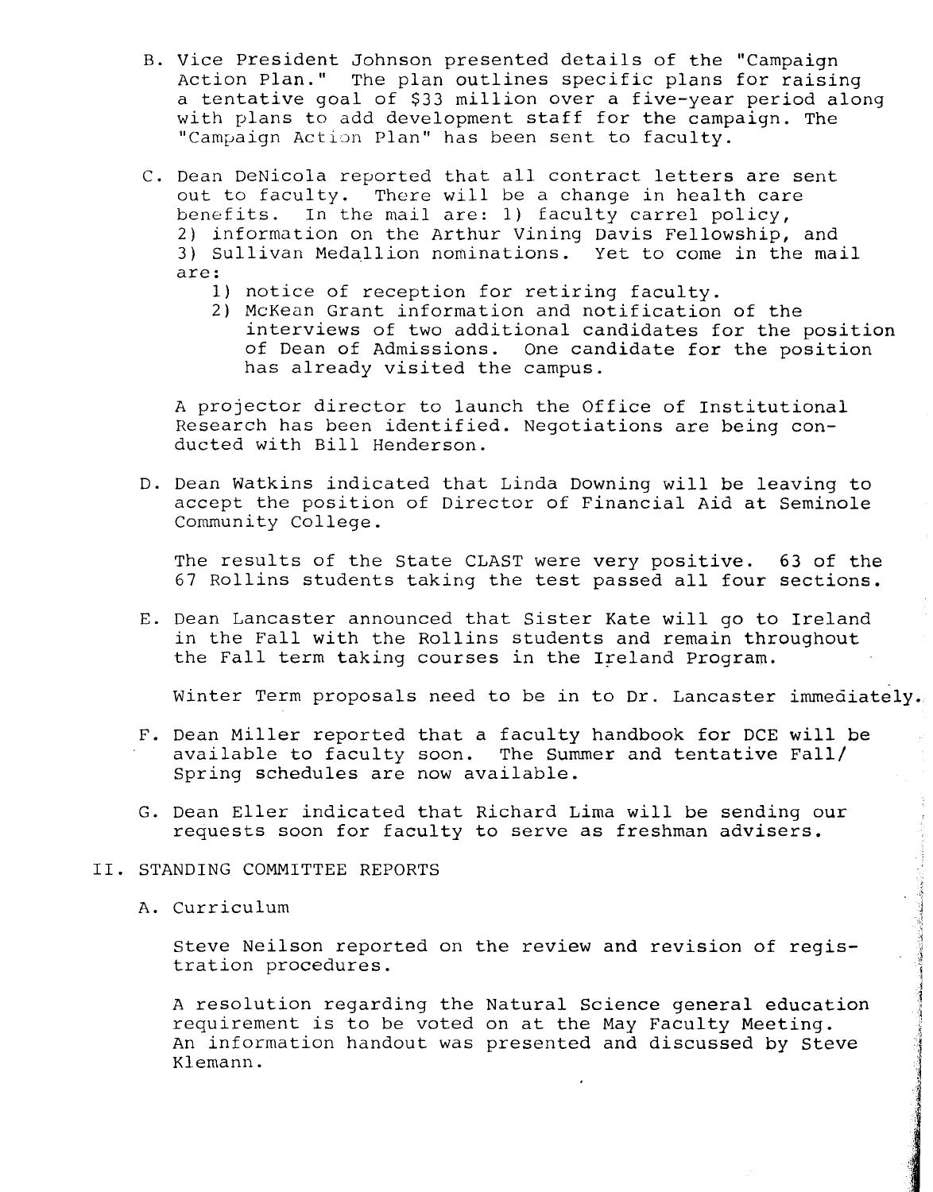B. Vice President Johnson presented details of the "Campaign Action Plan." The plan outlines specific plans for raising a tentative goal of $33 million over a five-year period along with plans to add development staff for the campaign. The "Campaign Action Plan" has been sent to faculty.

C. Dean DeNicola reported that all contract letters are sent out to faculty. There will be a change in health care benefits. In the mail are: 1) faculty carrel policy, 2) information on the Arthur Vining Davis Fellowship, and 3) Sullivan Medallion nominations. Yet to come in the mail are:
   1) notice of reception for retiring faculty.
   2) McKean Grant information and notification of the interviews of two additional candidates for the position of Dean of Admissions. One candidate for the position has already visited the campus.

   A projector director to launch the Office of Institutional Research has been identified. Negotiations are being conducted with Bill Henderson.

D. Dean Watkins indicated that Linda Downing will be leaving to accept the position of Director of Financial Aid at Seminole Community College.

   The results of the State CLAST were very positive. 63 of the 67 Rollins students taking the test passed all four sections.

E. Dean Lancaster announced that Sister Kate will go to Ireland in the Fall with the Rollins students and remain throughout the Fall term taking courses in the Ireland Program.

   Winter Term proposals need to be in to Dr. Lancaster immediately.

F. Dean Miller reported that a faculty handbook for DCE will be available to faculty soon. The Summer and tentative Fall/Spring schedules are now available.

G. Dean Eller indicated that Richard Lima will be sending our requests soon for faculty to serve as freshman advisers.

II. STANDING COMMITTEE REPORTS

   A. Curriculum

   Steve Neilson reported on the review and revision of registration procedures.

   A resolution regarding the Natural Science general education requirement is to be voted on at the May Faculty Meeting. An information handout was presented and discussed by Steve Klemann.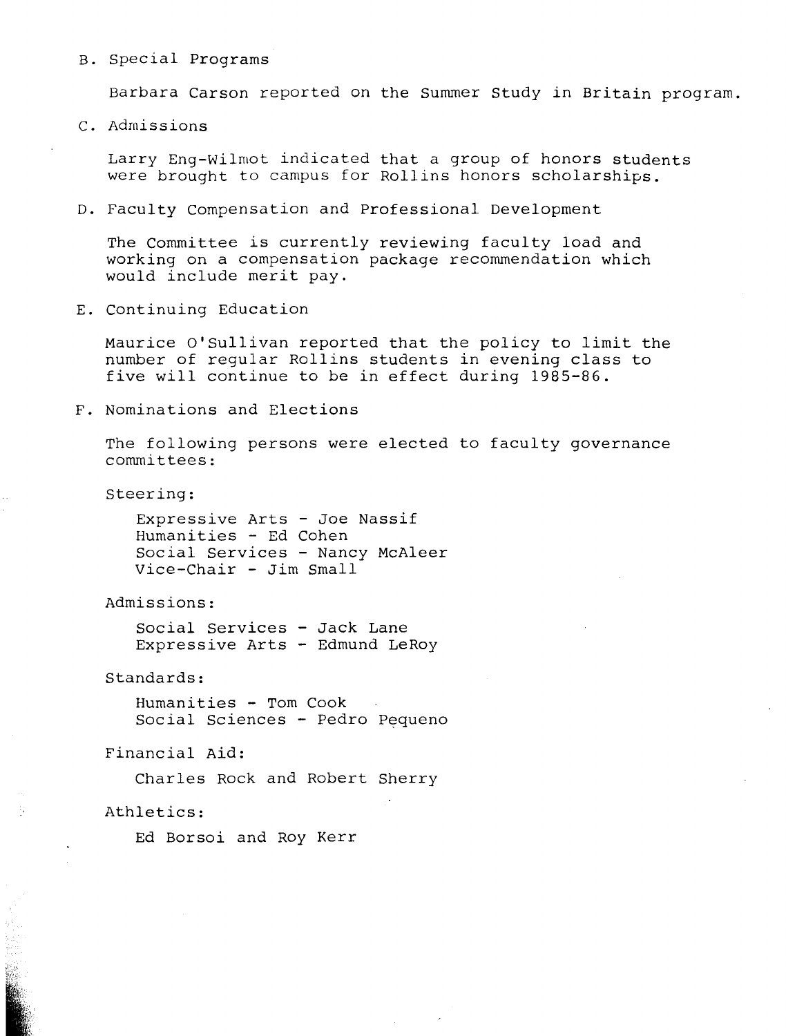B. Special Programs

Barbara Carson reported on the Summer Study in Britain program.

C. Admissions

Larry Eng-Wilmot indicated that a group of honors students were brought to campus for Rollins honors scholarships.

D. Faculty Compensation and Professional Development

The Committee is currently reviewing faculty load and working on a compensation package recommendation which would include merit pay.

E. Continuing Education

Maurice O'Sullivan reported that the policy to limit the number of regular Rollins students in evening class to five will continue to be in effect during 1985-86.

F. Nominations and Elections

The following persons were elected to faculty governance committees:

Steering:

Expressive Arts - Joe Nassif
Humanities - Ed Cohen
Social Services - Nancy McAleer
Vice-Chair - Jim Small

Admissions:

Social Services - Jack Lane
Expressive Arts - Edmund LeRoy

Standards:

Humanities - Tom Cook
Social Sciences - Pedro Pequeno

Financial Aid:

Charles Rock and Robert Sherry

Athletics:

Ed Borsoi and Roy Kerr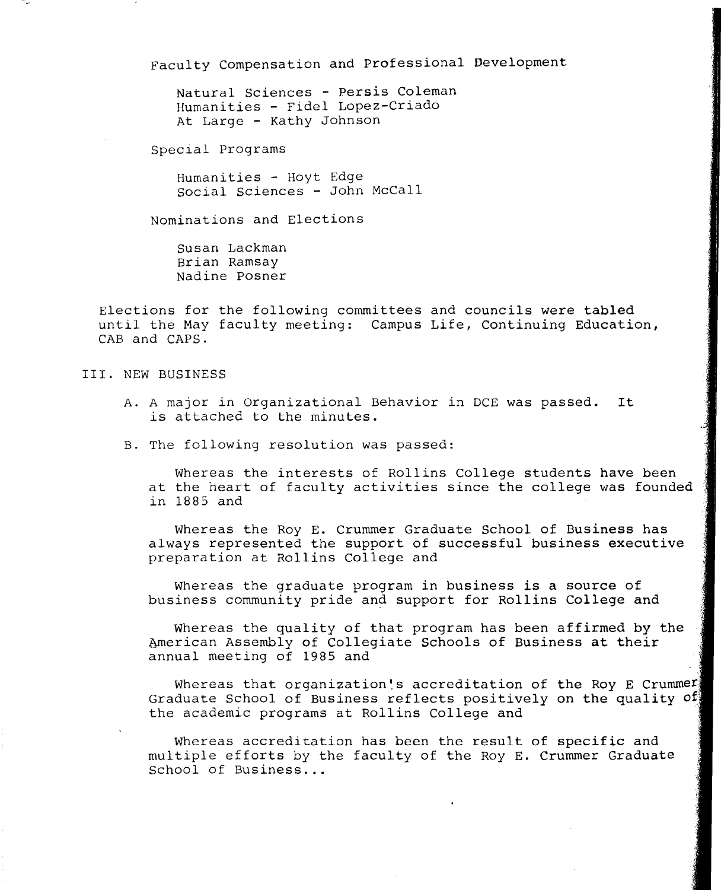Faculty Compensation and Professional Development

Natural Sciences - Persis Coleman
Humanities - Fidel Lopez-Criado
At Large - Kathy Johnson

Special Programs

Humanities - Hoyt Edge
Social Sciences - John McCall

Nominations and Elections

Susan Lackman
Brian Ramsay
Nadine Posner

Elections for the following committees and councils were tabled until the May faculty meeting: Campus Life, Continuing Education, CAB and CAPS.

III. NEW BUSINESS

A. A major in Organizational Behavior in DCE was passed. It is attached to the minutes.

B. The following resolution was passed:

Whereas the interests of Rollins College students have been at the heart of faculty activities since the college was founded in 1885 and

Whereas the Roy E. Crummer Graduate School of Business has always represented the support of successful business executive preparation at Rollins College and

Whereas the graduate program in business is a source of business community pride and support for Rollins College and

Whereas the quality of that program has been affirmed by the American Assembly of Collegiate Schools of Business at their annual meeting of 1985 and

Whereas that organization's accreditation of the Roy E Crummer Graduate School of Business reflects positively on the quality of the academic programs at Rollins College and

Whereas accreditation has been the result of specific and multiple efforts by the faculty of the Roy E. Crummer Graduate School of Business...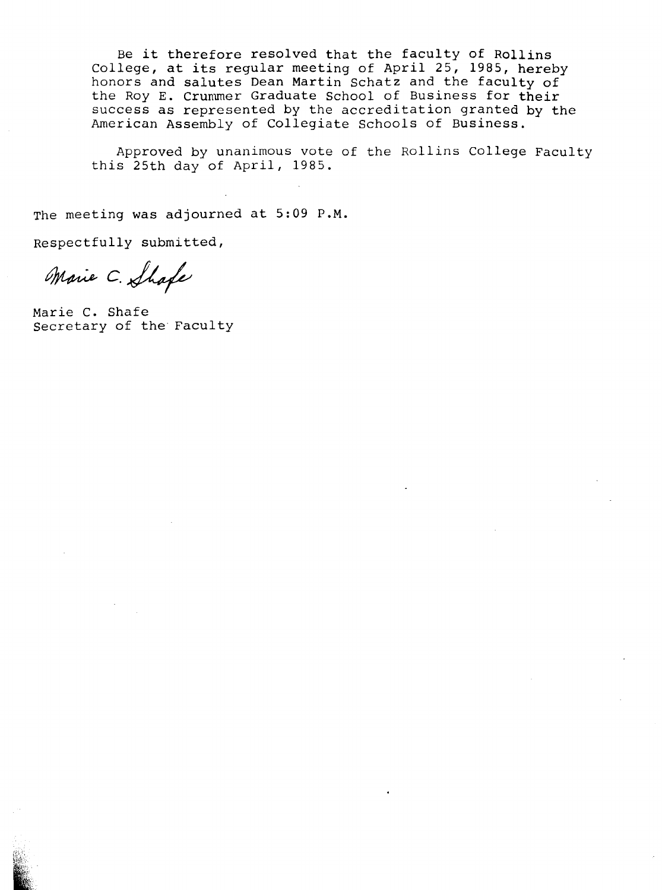Be it therefore resolved that the faculty of Rollins College, at its regular meeting of April 25, 1985, hereby honors and salutes Dean Martin Schatz and the faculty of the Roy E. Crummer Graduate School of Business for their success as represented by the accreditation granted by the American Assembly of Collegiate Schools of Business.

Approved by unanimous vote of the Rollins College Faculty this 25th day of April, 1985.

The meeting was adjourned at 5:09 P.M.

Respectfully submitted,

*Marie C. Shafe*

Marie C. Shafe
Secretary of the Faculty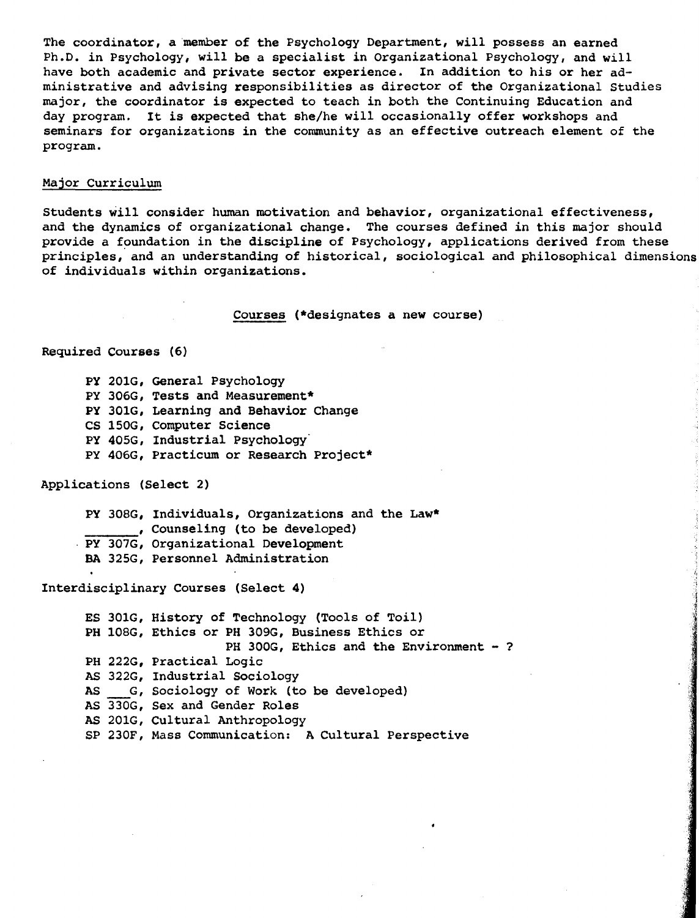The coordinator, a member of the Psychology Department, will possess an earned Ph.D. in Psychology, will be a specialist in Organizational Psychology, and will have both academic and private sector experience. In addition to his or her administrative and advising responsibilities as director of the Organizational Studies major, the coordinator is expected to teach in both the Continuing Education and day program. It is expected that she/he will occasionally offer workshops and seminars for organizations in the community as an effective outreach element of the program.

## Major Curriculum

Students will consider human motivation and behavior, organizational effectiveness, and the dynamics of organizational change. The courses defined in this major should provide a foundation in the discipline of Psychology, applications derived from these principles, and an understanding of historical, sociological and philosophical dimensions of individuals within organizations.

### Courses (*designates a new course)

Required Courses (6)

- PY 201G, General Psychology
- PY 306G, Tests and Measurement*
- PY 301G, Learning and Behavior Change
- CS 150G, Computer Science
- PY 405G, Industrial Psychology
- PY 406G, Practicum or Research Project*

Applications (Select 2)

- PY 308G, Individuals, Organizations and the Law*
- _______, Counseling (to be developed)
- PY 307G, Organizational Development
- BA 325G, Personnel Administration

Interdisciplinary Courses (Select 4)

- ES 301G, History of Technology (Tools of Toil)
- PH 108G, Ethics or PH 309G, Business Ethics or PH 300G, Ethics and the Environment - ?
- PH 222G, Practical Logic
- AS 322G, Industrial Sociology
- AS ___G, Sociology of Work (to be developed)
- AS 330G, Sex and Gender Roles
- AS 201G, Cultural Anthropology
- SP 230F, Mass Communication: A Cultural Perspective